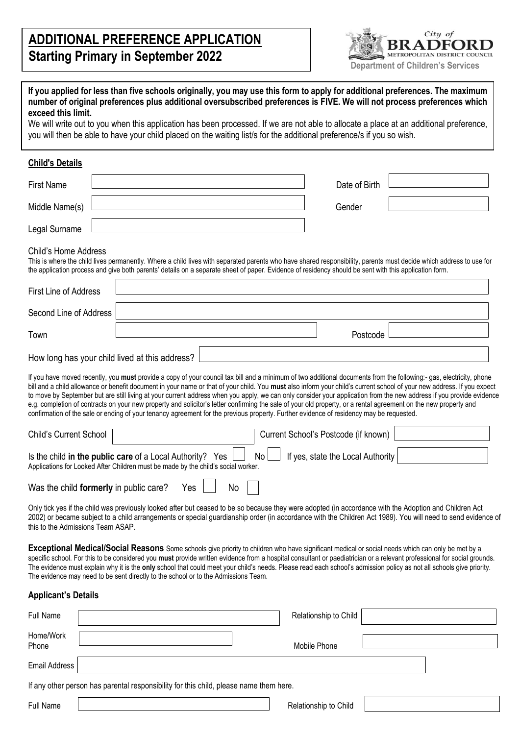# ADDITIONAL PREFERENCE APPLICATION
## Starting Primary in September 2022

City of BRADFORD METROPOLITAN DISTRICT COUNCIL
Department of Children's Services

**If you applied for less than five schools originally, you may use this form to apply for additional preferences. The maximum number of original preferences plus additional oversubscribed preferences is FIVE. We will not process preferences which exceed this limit.**

We will write out to you when this application has been processed. If we are not able to allocate a place at an additional preference, you will then be able to have your child placed on the waiting list/s for the additional preference/s if you so wish.

### Child's Details

| | | | |
|---|---|---|---|
| First Name | | Date of Birth | |
| Middle Name(s) | | Gender | |
| Legal Surname | | | |

Child's Home Address

This is where the child lives permanently. Where a child lives with separated parents who have shared responsibility, parents must decide which address to use for the application process and give both parents' details on a separate sheet of paper. Evidence of residency should be sent with this application form.

| | | | |
|---|---|---|---|
| First Line of Address | | | |
| Second Line of Address | | | |
| Town | | Postcode | |

How long has your child lived at this address?

If you have moved recently, you **must** provide a copy of your council tax bill and a minimum of two additional documents from the following:- gas, electricity, phone bill and a child allowance or benefit document in your name or that of your child. You **must** also inform your child's current school of your new address. If you expect to move by September but are still living at your current address when you apply, we can only consider your application from the new address if you provide evidence e.g. completion of contracts on your new property and solicitor's letter confirming the sale of your old property, or a rental agreement on the new property and confirmation of the sale or ending of your tenancy agreement for the previous property. Further evidence of residency may be requested.

| | | | |
|---|---|---|---|
| Child's Current School | | Current School's Postcode (if known) | |

Is the child **in the public care** of a Local Authority? Yes ☐ No ☐ If yes, state the Local Authority

Applications for Looked After Children must be made by the child's social worker.

Was the child **formerly** in public care? Yes ☐ No ☐

Only tick yes if the child was previously looked after but ceased to be so because they were adopted (in accordance with the Adoption and Children Act 2002) or became subject to a child arrangements or special guardianship order (in accordance with the Children Act 1989). You will need to send evidence of this to the Admissions Team ASAP.

**Exceptional Medical/Social Reasons** Some schools give priority to children who have significant medical or social needs which can only be met by a specific school. For this to be considered you **must** provide written evidence from a hospital consultant or paediatrician or a relevant professional for social grounds. The evidence must explain why it is the **only** school that could meet your child's needs. Please read each school's admission policy as not all schools give priority. The evidence may need to be sent directly to the school or to the Admissions Team.

### Applicant's Details

| | | | |
|---|---|---|---|
| Full Name | | Relationship to Child | |
| Home/Work Phone | | Mobile Phone | |
| Email Address | | | |

If any other person has parental responsibility for this child, please name them here.

| | | | |
|---|---|---|---|
| Full Name | | Relationship to Child | |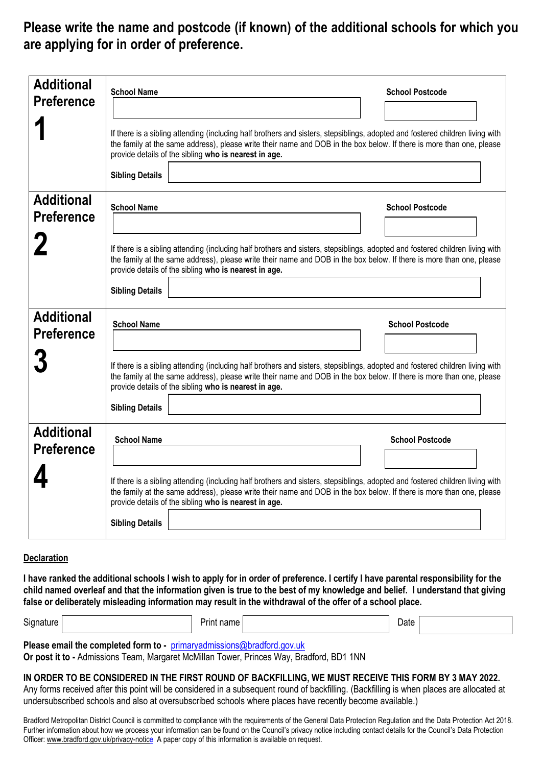## Please write the name and postcode (if known) of the additional schools for which you are applying for in order of preference.

| | |
|---|---|
| **Additional Preference 1** | **School Name** ____________________ **School Postcode** __________<br><br>If there is a sibling attending (including half brothers and sisters, stepsiblings, adopted and fostered children living with the family at the same address), please write their name and DOB in the box below. If there is more than one, please provide details of the sibling **who is nearest in age.**<br><br>**Sibling Details** ____________________ |
| **Additional Preference 2** | **School Name** ____________________ **School Postcode** __________<br><br>If there is a sibling attending (including half brothers and sisters, stepsiblings, adopted and fostered children living with the family at the same address), please write their name and DOB in the box below. If there is more than one, please provide details of the sibling **who is nearest in age.**<br><br>**Sibling Details** ____________________ |
| **Additional Preference 3** | **School Name** ____________________ **School Postcode** __________<br><br>If there is a sibling attending (including half brothers and sisters, stepsiblings, adopted and fostered children living with the family at the same address), please write their name and DOB in the box below. If there is more than one, please provide details of the sibling **who is nearest in age.**<br><br>**Sibling Details** ____________________ |
| **Additional Preference 4** | **School Name** ____________________ **School Postcode** __________<br><br>If there is a sibling attending (including half brothers and sisters, stepsiblings, adopted and fostered children living with the family at the same address), please write their name and DOB in the box below. If there is more than one, please provide details of the sibling **who is nearest in age.**<br><br>**Sibling Details** ____________________ |

**Declaration**

**I have ranked the additional schools I wish to apply for in order of preference. I certify I have parental responsibility for the child named overleaf and that the information given is true to the best of my knowledge and belief. I understand that giving false or deliberately misleading information may result in the withdrawal of the offer of a school place.**

Signature ____________________ Print name ____________________ Date ____________

**Please email the completed form to -** primaryadmissions@bradford.gov.uk
**Or post it to -** Admissions Team, Margaret McMillan Tower, Princes Way, Bradford, BD1 1NN

**IN ORDER TO BE CONSIDERED IN THE FIRST ROUND OF BACKFILLING, WE MUST RECEIVE THIS FORM BY 3 MAY 2022.**
Any forms received after this point will be considered in a subsequent round of backfilling. (Backfilling is when places are allocated at undersubscribed schools and also at oversubscribed schools where places have recently become available.)

Bradford Metropolitan District Council is committed to compliance with the requirements of the General Data Protection Regulation and the Data Protection Act 2018. Further information about how we process your information can be found on the Council's privacy notice including contact details for the Council's Data Protection Officer: www.bradford.gov.uk/privacy-notice A paper copy of this information is available on request.